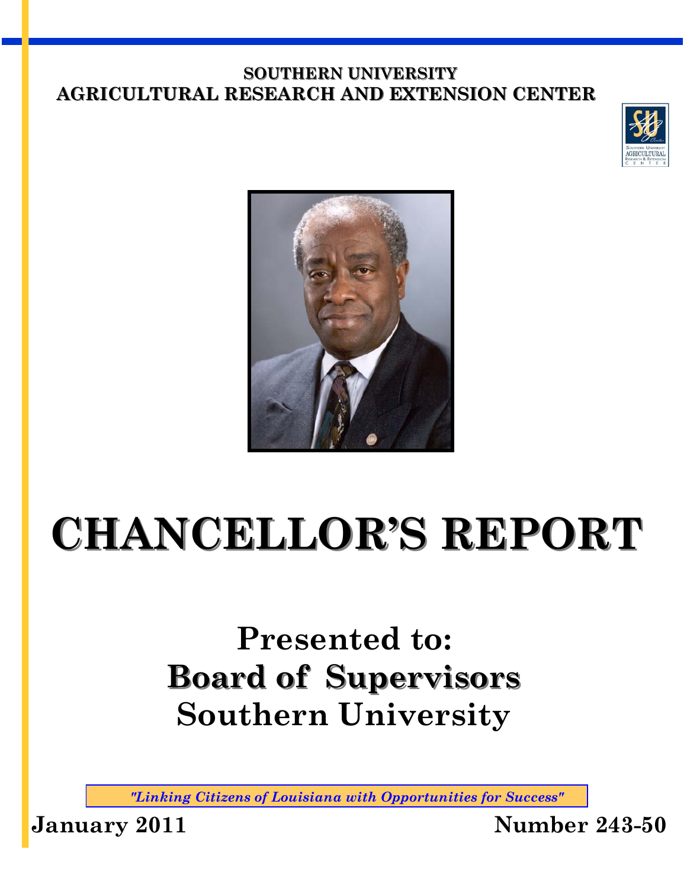**SOUTHERN UNIVERSITY**
**AGRICULTURAL RESEARCH AND EXTENSION CENTER**

# CHANCELLOR'S REPORT

## Presented to:
## Board of Supervisors
## Southern University

*"Linking Citizens of Louisiana with Opportunities for Success"*

**January 2011** **Number 243-50**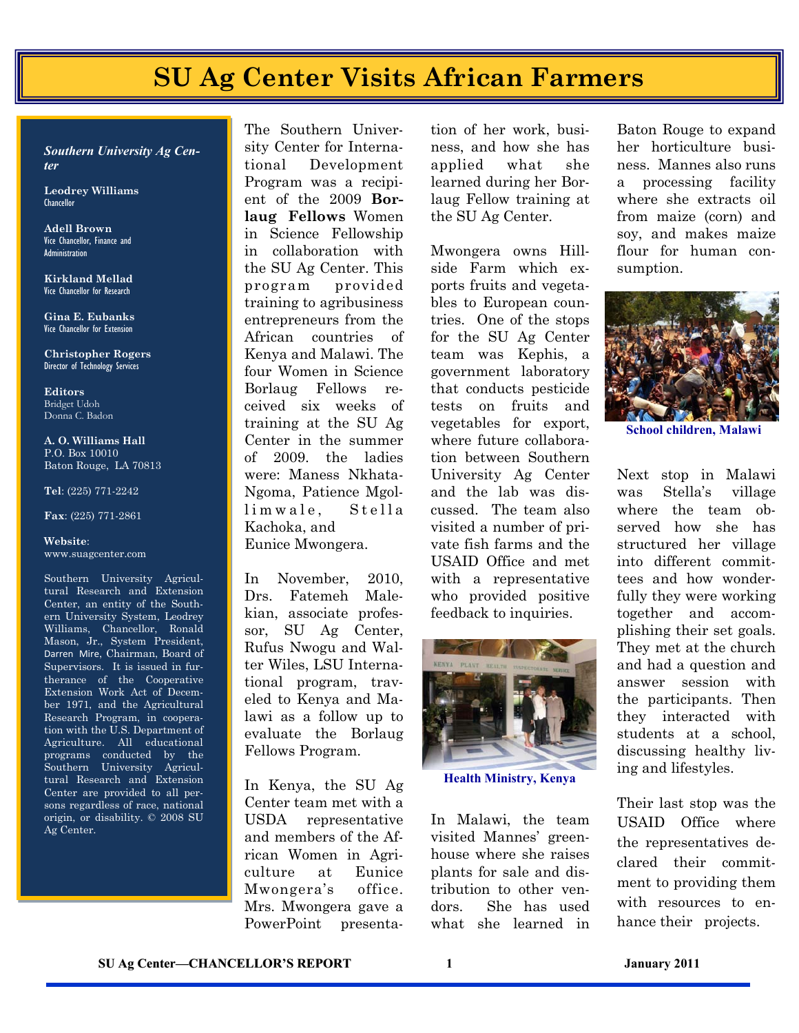# SU Ag Center Visits African Farmers

***Southern University Ag Center***

**Leodrey Williams**
Chancellor

**Adell Brown**
Vice Chancellor, Finance and Administration

**Kirkland Mellad**
Vice Chancellor for Research

**Gina E. Eubanks**
Vice Chancellor for Extension

**Christopher Rogers**
Director of Technology Services

**Editors**
Bridget Udoh
Donna C. Badon

**A. O. Williams Hall**
P.O. Box 10010
Baton Rouge, LA 70813

**Tel**: (225) 771-2242

**Fax**: (225) 771-2861

**Website**:
www.suagcenter.com

Southern University Agricultural Research and Extension Center, an entity of the Southern University System, Leodrey Williams, Chancellor, Ronald Mason, Jr., System President, Darren Mire, Chairman, Board of Supervisors. It is issued in furtherance of the Cooperative Extension Work Act of December 1971, and the Agricultural Research Program, in cooperation with the U.S. Department of Agriculture. All educational programs conducted by the Southern University Agricultural Research and Extension Center are provided to all persons regardless of race, national origin, or disability. © 2008 SU Ag Center.

The Southern University Center for International Development Program was a recipient of the 2009 **Borlaug Fellows** Women in Science Fellowship in collaboration with the SU Ag Center. This program provided training to agribusiness entrepreneurs from the African countries of Kenya and Malawi. The four Women in Science Borlaug Fellows received six weeks of training at the SU Ag Center in the summer of 2009. the ladies were: Maness Nkhata-Ngoma, Patience Mgollimwale, Stella Kachoka, and Eunice Mwongera.

In November, 2010, Drs. Fatemeh Malekian, associate professor, SU Ag Center, Rufus Nwogu and Walter Wiles, LSU International program, traveled to Kenya and Malawi as a follow up to evaluate the Borlaug Fellows Program.

In Kenya, the SU Ag Center team met with a USDA representative and members of the African Women in Agriculture at Eunice Mwongera's office. Mrs. Mwongera gave a PowerPoint presentation of her work, business, and how she has applied what she learned during her Borlaug Fellow training at the SU Ag Center.

Mwongera owns Hillside Farm which exports fruits and vegetables to European countries. One of the stops for the SU Ag Center team was Kephis, a government laboratory that conducts pesticide tests on fruits and vegetables for export, where future collaboration between Southern University Ag Center and the lab was discussed. The team also visited a number of private fish farms and the USAID Office and met with a representative who provided positive feedback to inquiries.

Health Ministry, Kenya

In Malawi, the team visited Mannes' greenhouse where she raises plants for sale and distribution to other vendors. She has used what she learned in Baton Rouge to expand her horticulture business. Mannes also runs a processing facility where she extracts oil from maize (corn) and soy, and makes maize flour for human consumption.

School children, Malawi

Next stop in Malawi was Stella's village where the team observed how she has structured her village into different committees and how wonderfully they were working together and accomplishing their set goals. They met at the church and had a question and answer session with the participants. Then they interacted with students at a school, discussing healthy living and lifestyles.

Their last stop was the USAID Office where the representatives declared their commitment to providing them with resources to enhance their projects.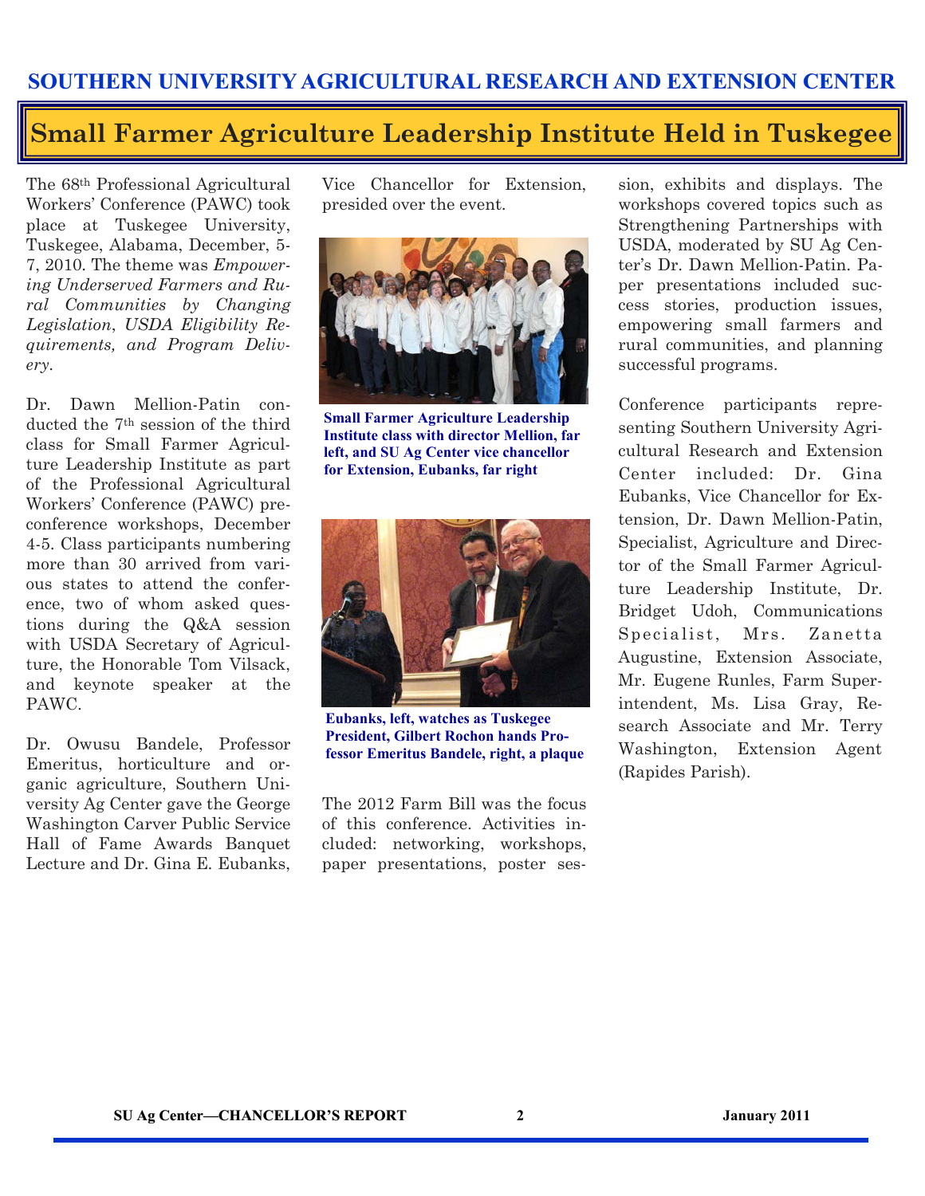SOUTHERN UNIVERSITY AGRICULTURAL RESEARCH AND EXTENSION CENTER

# Small Farmer Agriculture Leadership Institute Held in Tuskegee

The 68th Professional Agricultural Workers' Conference (PAWC) took place at Tuskegee University, Tuskegee, Alabama, December, 5-7, 2010. The theme was *Empowering Underserved Farmers and Rural Communities by Changing Legislation, USDA Eligibility Requirements, and Program Delivery*.

Dr. Dawn Mellion-Patin conducted the 7th session of the third class for Small Farmer Agriculture Leadership Institute as part of the Professional Agricultural Workers' Conference (PAWC) pre-conference workshops, December 4-5. Class participants numbering more than 30 arrived from various states to attend the conference, two of whom asked questions during the Q&A session with USDA Secretary of Agriculture, the Honorable Tom Vilsack, and keynote speaker at the PAWC.

Dr. Owusu Bandele, Professor Emeritus, horticulture and organic agriculture, Southern University Ag Center gave the George Washington Carver Public Service Hall of Fame Awards Banquet Lecture and Dr. Gina E. Eubanks, Vice Chancellor for Extension, presided over the event.

**Small Farmer Agriculture Leadership Institute class with director Mellion, far left, and SU Ag Center vice chancellor for Extension, Eubanks, far right**

**Eubanks, left, watches as Tuskegee President, Gilbert Rochon hands Professor Emeritus Bandele, right, a plaque**

The 2012 Farm Bill was the focus of this conference. Activities included: networking, workshops, paper presentations, poster session, exhibits and displays. The workshops covered topics such as Strengthening Partnerships with USDA, moderated by SU Ag Center's Dr. Dawn Mellion-Patin. Paper presentations included success stories, production issues, empowering small farmers and rural communities, and planning successful programs.

Conference participants representing Southern University Agricultural Research and Extension Center included: Dr. Gina Eubanks, Vice Chancellor for Extension, Dr. Dawn Mellion-Patin, Specialist, Agriculture and Director of the Small Farmer Agriculture Leadership Institute, Dr. Bridget Udoh, Communications Specialist, Mrs. Zanetta Augustine, Extension Associate, Mr. Eugene Runles, Farm Superintendent, Ms. Lisa Gray, Research Associate and Mr. Terry Washington, Extension Agent (Rapides Parish).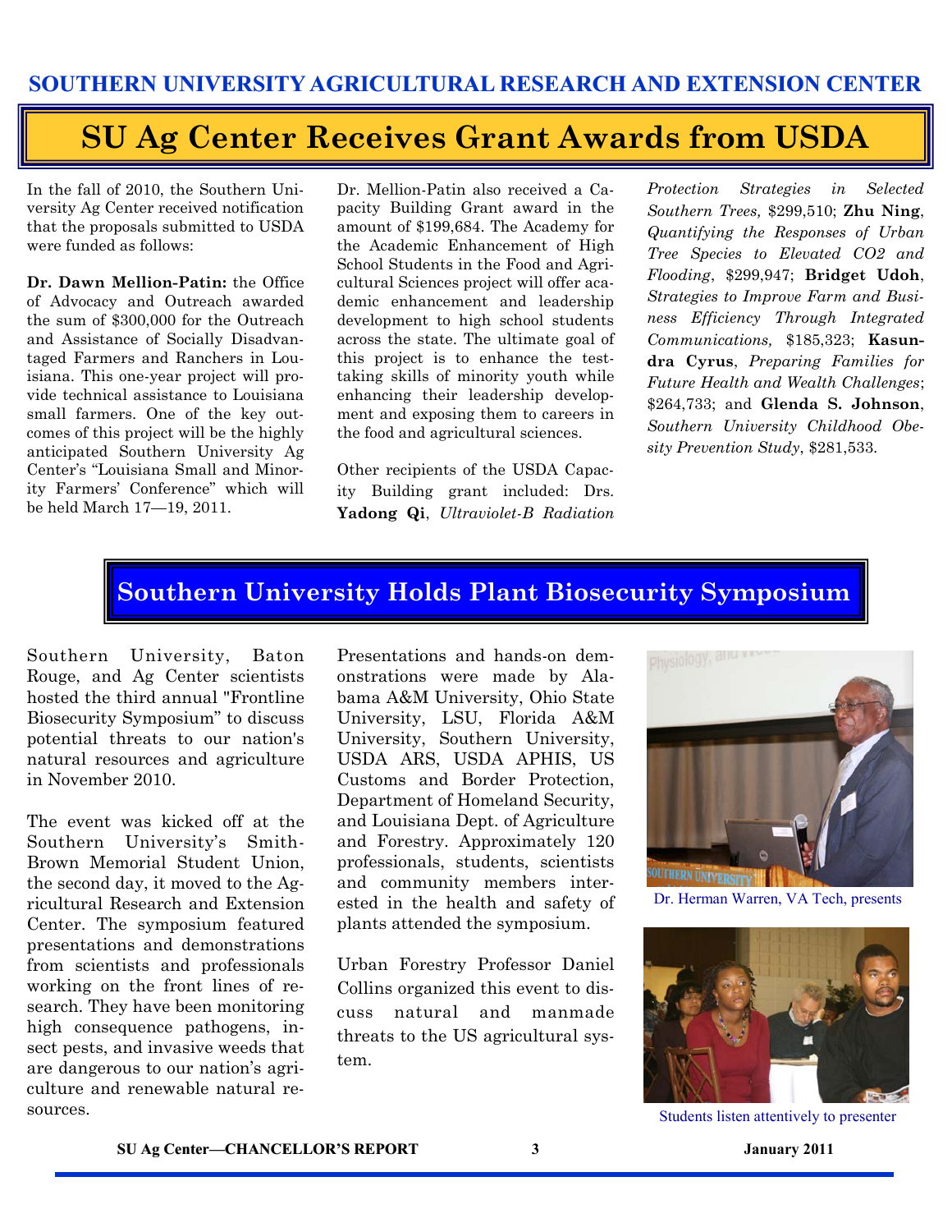SOUTHERN UNIVERSITY AGRICULTURAL RESEARCH AND EXTENSION CENTER

# SU Ag Center Receives Grant Awards from USDA

In the fall of 2010, the Southern University Ag Center received notification that the proposals submitted to USDA were funded as follows:

**Dr. Dawn Mellion-Patin:** the Office of Advocacy and Outreach awarded the sum of $300,000 for the Outreach and Assistance of Socially Disadvantaged Farmers and Ranchers in Louisiana. This one-year project will provide technical assistance to Louisiana small farmers. One of the key outcomes of this project will be the highly anticipated Southern University Ag Center's "Louisiana Small and Minority Farmers' Conference" which will be held March 17—19, 2011.

Dr. Mellion-Patin also received a Capacity Building Grant award in the amount of $199,684. The Academy for the Academic Enhancement of High School Students in the Food and Agricultural Sciences project will offer academic enhancement and leadership development to high school students across the state. The ultimate goal of this project is to enhance the test-taking skills of minority youth while enhancing their leadership development and exposing them to careers in the food and agricultural sciences.

Other recipients of the USDA Capacity Building grant included: Drs. **Yadong Qi**, *Ultraviolet-B Radiation Protection Strategies in Selected Southern Trees,* $299,510; **Zhu Ning**, *Quantifying the Responses of Urban Tree Species to Elevated CO2 and Flooding*, $299,947; **Bridget Udoh**, *Strategies to Improve Farm and Business Efficiency Through Integrated Communications,* $185,323; **Kasundra Cyrus**, *Preparing Families for Future Health and Wealth Challenges*; $264,733; and **Glenda S. Johnson**, *Southern University Childhood Obesity Prevention Study*, $281,533.

## Southern University Holds Plant Biosecurity Symposium

Southern University, Baton Rouge, and Ag Center scientists hosted the third annual "Frontline Biosecurity Symposium" to discuss potential threats to our nation's natural resources and agriculture in November 2010.

The event was kicked off at the Southern University's Smith-Brown Memorial Student Union, the second day, it moved to the Agricultural Research and Extension Center. The symposium featured presentations and demonstrations from scientists and professionals working on the front lines of research. They have been monitoring high consequence pathogens, insect pests, and invasive weeds that are dangerous to our nation's agriculture and renewable natural resources.

Presentations and hands-on demonstrations were made by Alabama A&M University, Ohio State University, LSU, Florida A&M University, Southern University, USDA ARS, USDA APHIS, US Customs and Border Protection, Department of Homeland Security, and Louisiana Dept. of Agriculture and Forestry. Approximately 120 professionals, students, scientists and community members interested in the health and safety of plants attended the symposium.

Urban Forestry Professor Daniel Collins organized this event to discuss natural and manmade threats to the US agricultural system.

Dr. Herman Warren, VA Tech, presents

Students listen attentively to presenter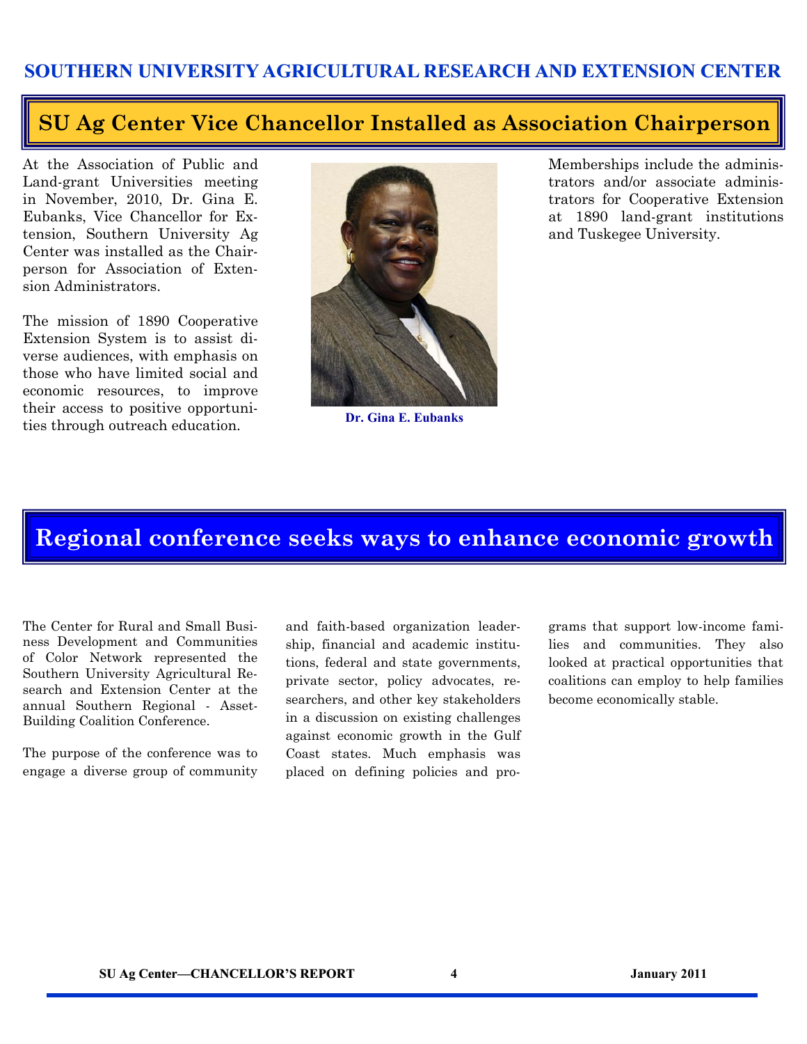SOUTHERN UNIVERSITY AGRICULTURAL RESEARCH AND EXTENSION CENTER

## SU Ag Center Vice Chancellor Installed as Association Chairperson

At the Association of Public and Land-grant Universities meeting in November, 2010, Dr. Gina E. Eubanks, Vice Chancellor for Extension, Southern University Ag Center was installed as the Chairperson for Association of Extension Administrators.

The mission of 1890 Cooperative Extension System is to assist diverse audiences, with emphasis on those who have limited social and economic resources, to improve their access to positive opportunities through outreach education.

Dr. Gina E. Eubanks

Memberships include the administrators and/or associate administrators for Cooperative Extension at 1890 land-grant institutions and Tuskegee University.

## Regional conference seeks ways to enhance economic growth

The Center for Rural and Small Business Development and Communities of Color Network represented the Southern University Agricultural Research and Extension Center at the annual Southern Regional - Asset-Building Coalition Conference.

The purpose of the conference was to engage a diverse group of community and faith-based organization leadership, financial and academic institutions, federal and state governments, private sector, policy advocates, researchers, and other key stakeholders in a discussion on existing challenges against economic growth in the Gulf Coast states. Much emphasis was placed on defining policies and programs that support low-income families and communities. They also looked at practical opportunities that coalitions can employ to help families become economically stable.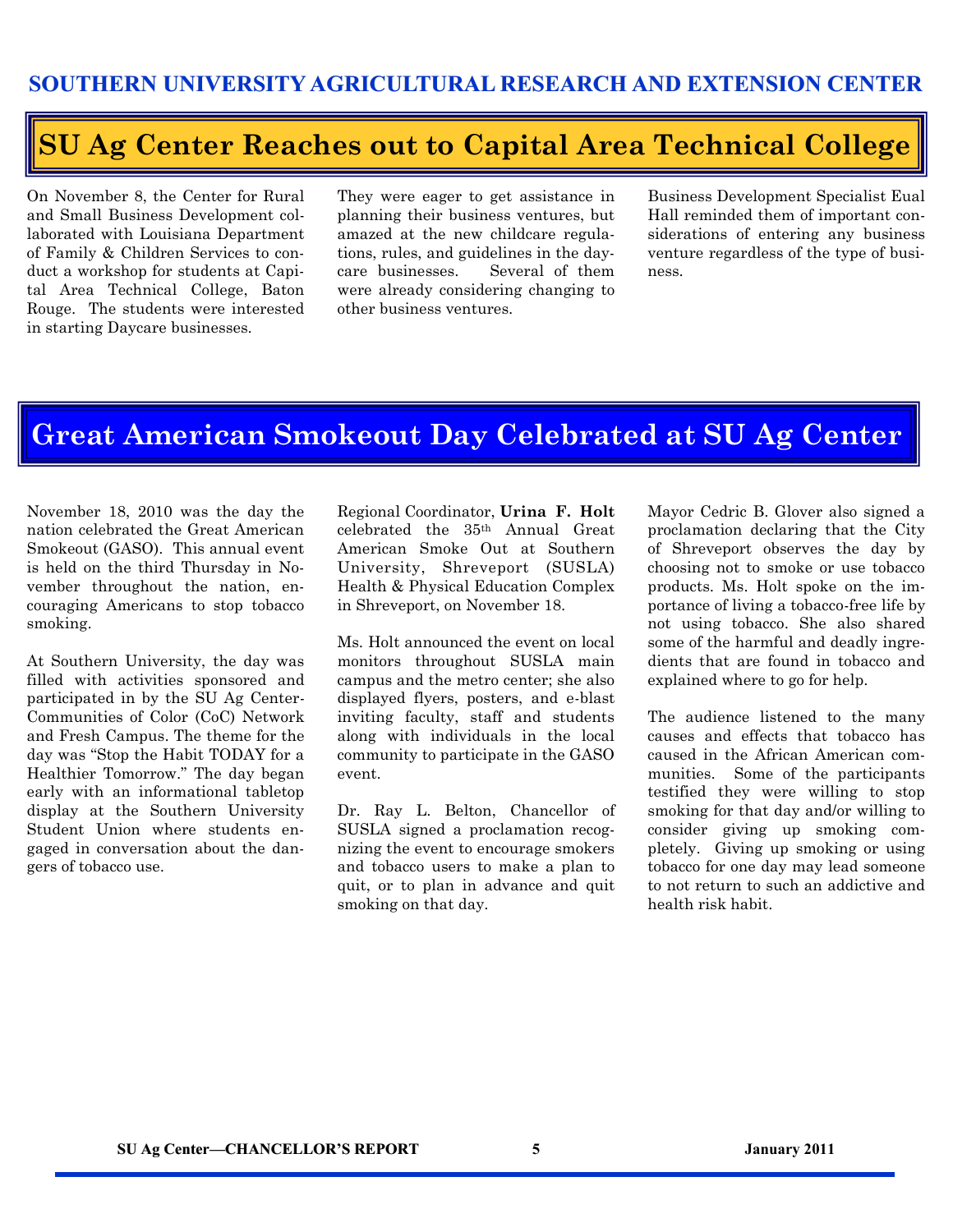# SOUTHERN UNIVERSITY AGRICULTURAL RESEARCH AND EXTENSION CENTER

## SU Ag Center Reaches out to Capital Area Technical College

On November 8, the Center for Rural and Small Business Development collaborated with Louisiana Department of Family & Children Services to conduct a workshop for students at Capital Area Technical College, Baton Rouge. The students were interested in starting Daycare businesses. They were eager to get assistance in planning their business ventures, but amazed at the new childcare regulations, rules, and guidelines in the daycare businesses. Several of them were already considering changing to other business ventures. Business Development Specialist Eual Hall reminded them of important considerations of entering any business venture regardless of the type of business.

## Great American Smokeout Day Celebrated at SU Ag Center

November 18, 2010 was the day the nation celebrated the Great American Smokeout (GASO). This annual event is held on the third Thursday in November throughout the nation, encouraging Americans to stop tobacco smoking.

At Southern University, the day was filled with activities sponsored and participated in by the SU Ag Center-Communities of Color (CoC) Network and Fresh Campus. The theme for the day was "Stop the Habit TODAY for a Healthier Tomorrow." The day began early with an informational tabletop display at the Southern University Student Union where students engaged in conversation about the dangers of tobacco use.

Regional Coordinator, **Urina F. Holt** celebrated the 35th Annual Great American Smoke Out at Southern University, Shreveport (SUSLA) Health & Physical Education Complex in Shreveport, on November 18.

Ms. Holt announced the event on local monitors throughout SUSLA main campus and the metro center; she also displayed flyers, posters, and e-blast inviting faculty, staff and students along with individuals in the local community to participate in the GASO event.

Dr. Ray L. Belton, Chancellor of SUSLA signed a proclamation recognizing the event to encourage smokers and tobacco users to make a plan to quit, or to plan in advance and quit smoking on that day.

Mayor Cedric B. Glover also signed a proclamation declaring that the City of Shreveport observes the day by choosing not to smoke or use tobacco products. Ms. Holt spoke on the importance of living a tobacco-free life by not using tobacco. She also shared some of the harmful and deadly ingredients that are found in tobacco and explained where to go for help.

The audience listened to the many causes and effects that tobacco has caused in the African American communities. Some of the participants testified they were willing to stop smoking for that day and/or willing to consider giving up smoking completely. Giving up smoking or using tobacco for one day may lead someone to not return to such an addictive and health risk habit.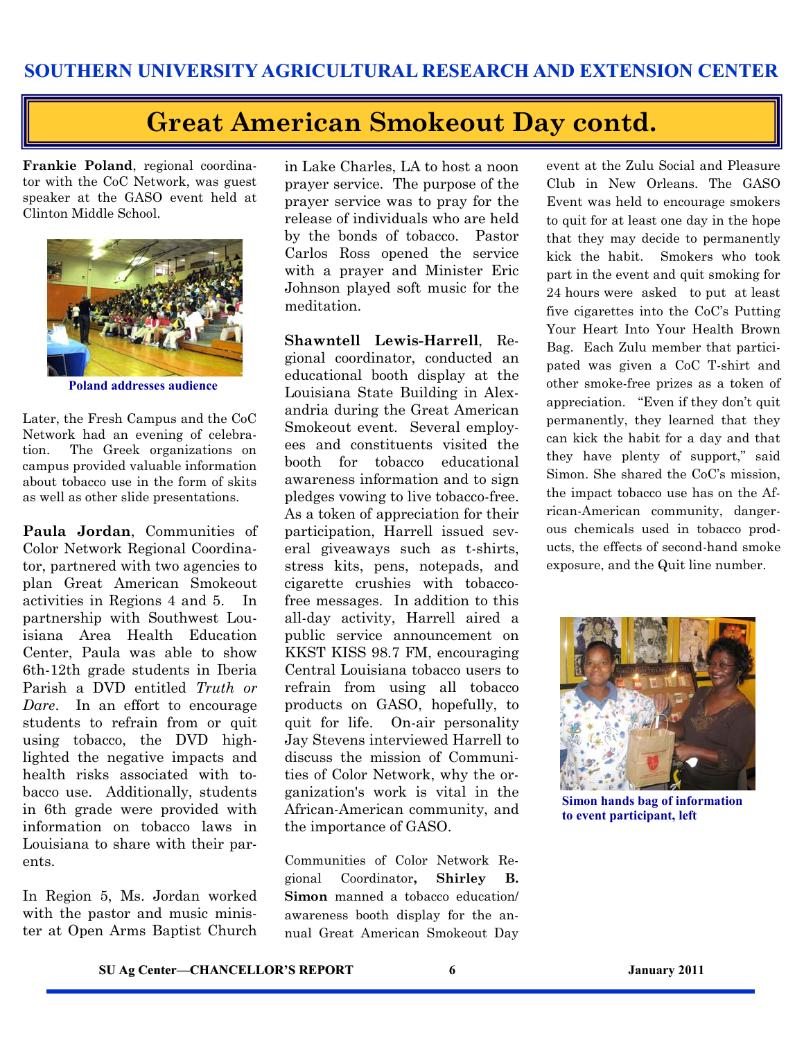## Great American Smokeout Day contd.

**Frankie Poland**, regional coordinator with the CoC Network, was guest speaker at the GASO event held at Clinton Middle School.

Poland addresses audience

Later, the Fresh Campus and the CoC Network had an evening of celebration. The Greek organizations on campus provided valuable information about tobacco use in the form of skits as well as other slide presentations.

**Paula Jordan**, Communities of Color Network Regional Coordinator, partnered with two agencies to plan Great American Smokeout activities in Regions 4 and 5. In partnership with Southwest Louisiana Area Health Education Center, Paula was able to show 6th-12th grade students in Iberia Parish a DVD entitled *Truth or Dare*. In an effort to encourage students to refrain from or quit using tobacco, the DVD highlighted the negative impacts and health risks associated with tobacco use. Additionally, students in 6th grade were provided with information on tobacco laws in Louisiana to share with their parents.

In Region 5, Ms. Jordan worked with the pastor and music minister at Open Arms Baptist Church in Lake Charles, LA to host a noon prayer service. The purpose of the prayer service was to pray for the release of individuals who are held by the bonds of tobacco. Pastor Carlos Ross opened the service with a prayer and Minister Eric Johnson played soft music for the meditation.

**Shawntell Lewis-Harrell**, Regional coordinator, conducted an educational booth display at the Louisiana State Building in Alexandria during the Great American Smokeout event. Several employees and constituents visited the booth for tobacco educational awareness information and to sign pledges vowing to live tobacco-free. As a token of appreciation for their participation, Harrell issued several giveaways such as t-shirts, stress kits, pens, notepads, and cigarette crushies with tobacco-free messages. In addition to this all-day activity, Harrell aired a public service announcement on KKST KISS 98.7 FM, encouraging Central Louisiana tobacco users to refrain from using all tobacco products on GASO, hopefully, to quit for life. On-air personality Jay Stevens interviewed Harrell to discuss the mission of Communities of Color Network, why the organization's work is vital in the African-American community, and the importance of GASO.

Communities of Color Network Regional Coordinator, **Shirley B. Simon** manned a tobacco education/awareness booth display for the annual Great American Smokeout Day event at the Zulu Social and Pleasure Club in New Orleans. The GASO Event was held to encourage smokers to quit for at least one day in the hope that they may decide to permanently kick the habit. Smokers who took part in the event and quit smoking for 24 hours were asked to put at least five cigarettes into the CoC's Putting Your Heart Into Your Health Brown Bag. Each Zulu member that participated was given a CoC T-shirt and other smoke-free prizes as a token of appreciation. "Even if they don't quit permanently, they learned that they can kick the habit for a day and that they have plenty of support," said Simon. She shared the CoC's mission, the impact tobacco use has on the African-American community, dangerous chemicals used in tobacco products, the effects of second-hand smoke exposure, and the Quit line number.

Simon hands bag of information to event participant, left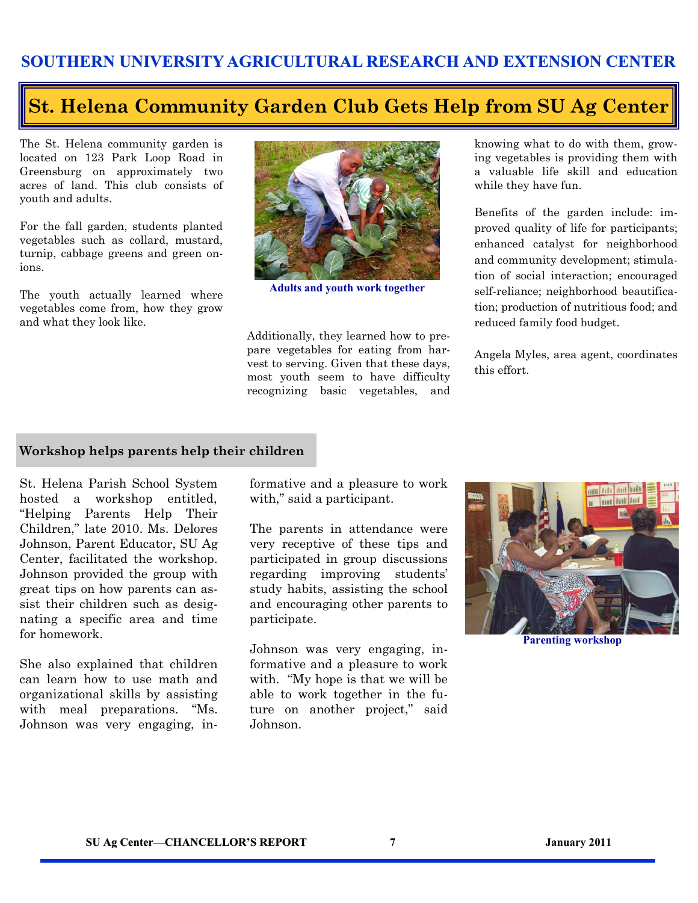# SOUTHERN UNIVERSITY AGRICULTURAL RESEARCH AND EXTENSION CENTER

## St. Helena Community Garden Club Gets Help from SU Ag Center

The St. Helena community garden is located on 123 Park Loop Road in Greensburg on approximately two acres of land. This club consists of youth and adults.

For the fall garden, students planted vegetables such as collard, mustard, turnip, cabbage greens and green onions.

The youth actually learned where vegetables come from, how they grow and what they look like.

Adults and youth work together

Additionally, they learned how to prepare vegetables for eating from harvest to serving. Given that these days, most youth seem to have difficulty recognizing basic vegetables, and knowing what to do with them, growing vegetables is providing them with a valuable life skill and education while they have fun.

Benefits of the garden include: improved quality of life for participants; enhanced catalyst for neighborhood and community development; stimulation of social interaction; encouraged self-reliance; neighborhood beautification; production of nutritious food; and reduced family food budget.

Angela Myles, area agent, coordinates this effort.

### Workshop helps parents help their children

St. Helena Parish School System hosted a workshop entitled, "Helping Parents Help Their Children," late 2010. Ms. Delores Johnson, Parent Educator, SU Ag Center, facilitated the workshop. Johnson provided the group with great tips on how parents can assist their children such as designating a specific area and time for homework.

She also explained that children can learn how to use math and organizational skills by assisting with meal preparations. "Ms. Johnson was very engaging, informative and a pleasure to work with," said a participant.

The parents in attendance were very receptive of these tips and participated in group discussions regarding improving students' study habits, assisting the school and encouraging other parents to participate.

Johnson was very engaging, informative and a pleasure to work with. "My hope is that we will be able to work together in the future on another project," said Johnson.

Parenting workshop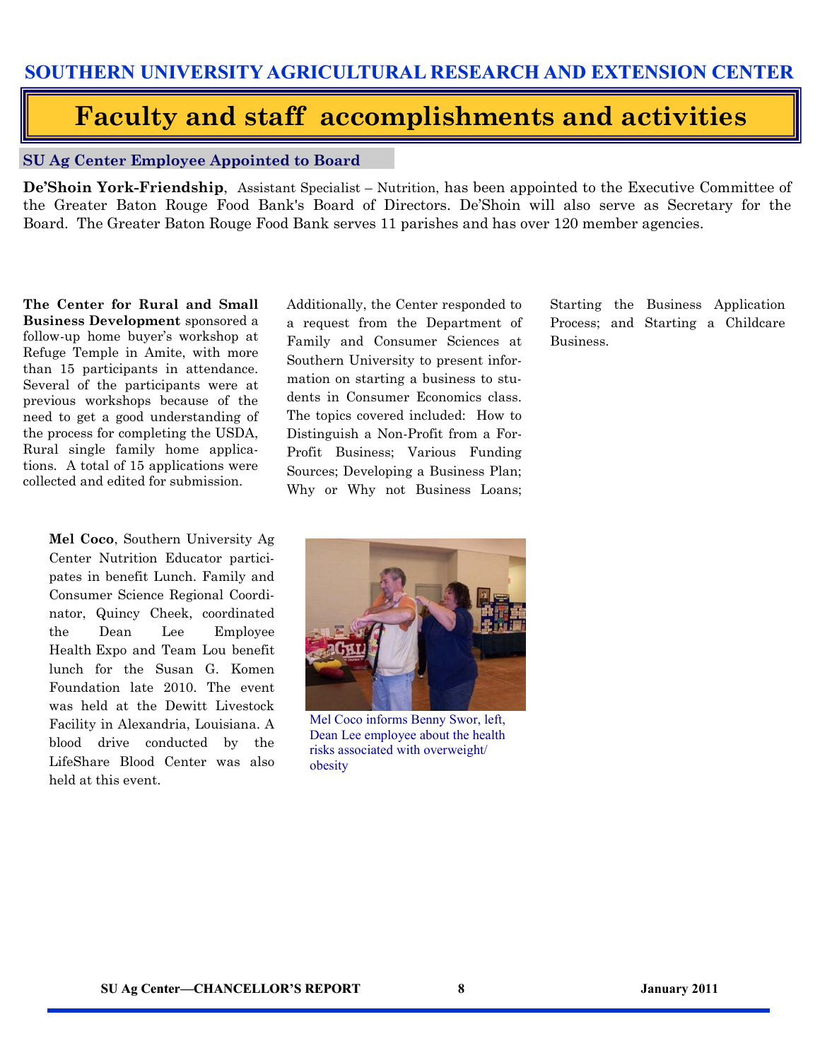# SOUTHERN UNIVERSITY AGRICULTURAL RESEARCH AND EXTENSION CENTER

# Faculty and staff accomplishments and activities

## SU Ag Center Employee Appointed to Board

**De'Shoin York-Friendship**, Assistant Specialist – Nutrition, has been appointed to the Executive Committee of the Greater Baton Rouge Food Bank's Board of Directors. De'Shoin will also serve as Secretary for the Board. The Greater Baton Rouge Food Bank serves 11 parishes and has over 120 member agencies.

**The Center for Rural and Small Business Development** sponsored a follow-up home buyer's workshop at Refuge Temple in Amite, with more than 15 participants in attendance. Several of the participants were at previous workshops because of the need to get a good understanding of the process for completing the USDA, Rural single family home applications. A total of 15 applications were collected and edited for submission.

Additionally, the Center responded to a request from the Department of Family and Consumer Sciences at Southern University to present information on starting a business to students in Consumer Economics class. The topics covered included: How to Distinguish a Non-Profit from a For-Profit Business; Various Funding Sources; Developing a Business Plan; Why or Why not Business Loans; Starting the Business Application Process; and Starting a Childcare Business.

**Mel Coco**, Southern University Ag Center Nutrition Educator participates in benefit Lunch. Family and Consumer Science Regional Coordinator, Quincy Cheek, coordinated the Dean Lee Employee Health Expo and Team Lou benefit lunch for the Susan G. Komen Foundation late 2010. The event was held at the Dewitt Livestock Facility in Alexandria, Louisiana. A blood drive conducted by the LifeShare Blood Center was also held at this event.

Mel Coco informs Benny Swor, left, Dean Lee employee about the health risks associated with overweight/ obesity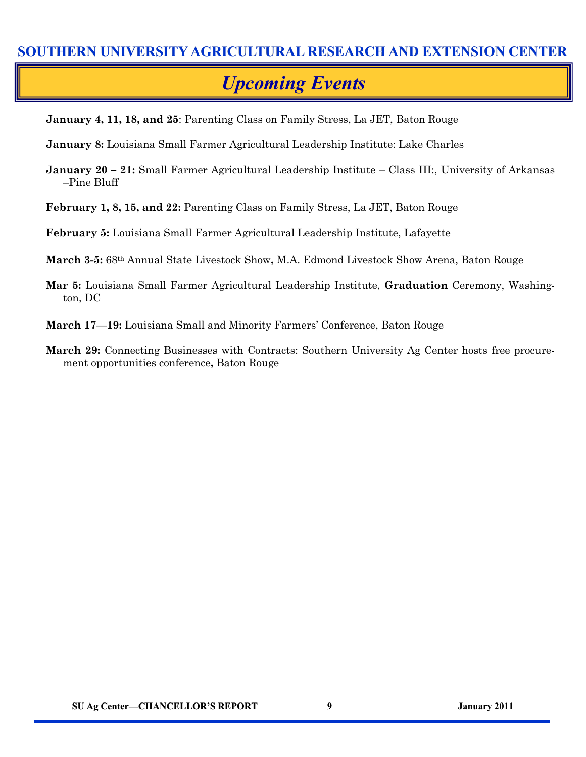**SOUTHERN UNIVERSITY AGRICULTURAL RESEARCH AND EXTENSION CENTER**

# *Upcoming Events*

**January 4, 11, 18, and 25**: Parenting Class on Family Stress, La JET, Baton Rouge

**January 8:** Louisiana Small Farmer Agricultural Leadership Institute: Lake Charles

**January 20 – 21:** Small Farmer Agricultural Leadership Institute – Class III:, University of Arkansas –Pine Bluff

**February 1, 8, 15, and 22:** Parenting Class on Family Stress, La JET, Baton Rouge

**February 5:** Louisiana Small Farmer Agricultural Leadership Institute, Lafayette

**March 3-5:** 68th Annual State Livestock Show**,** M.A. Edmond Livestock Show Arena, Baton Rouge

**Mar 5:** Louisiana Small Farmer Agricultural Leadership Institute, **Graduation** Ceremony, Washington, DC

**March 17—19:** Louisiana Small and Minority Farmers' Conference, Baton Rouge

**March 29:** Connecting Businesses with Contracts: Southern University Ag Center hosts free procurement opportunities conference**,** Baton Rouge